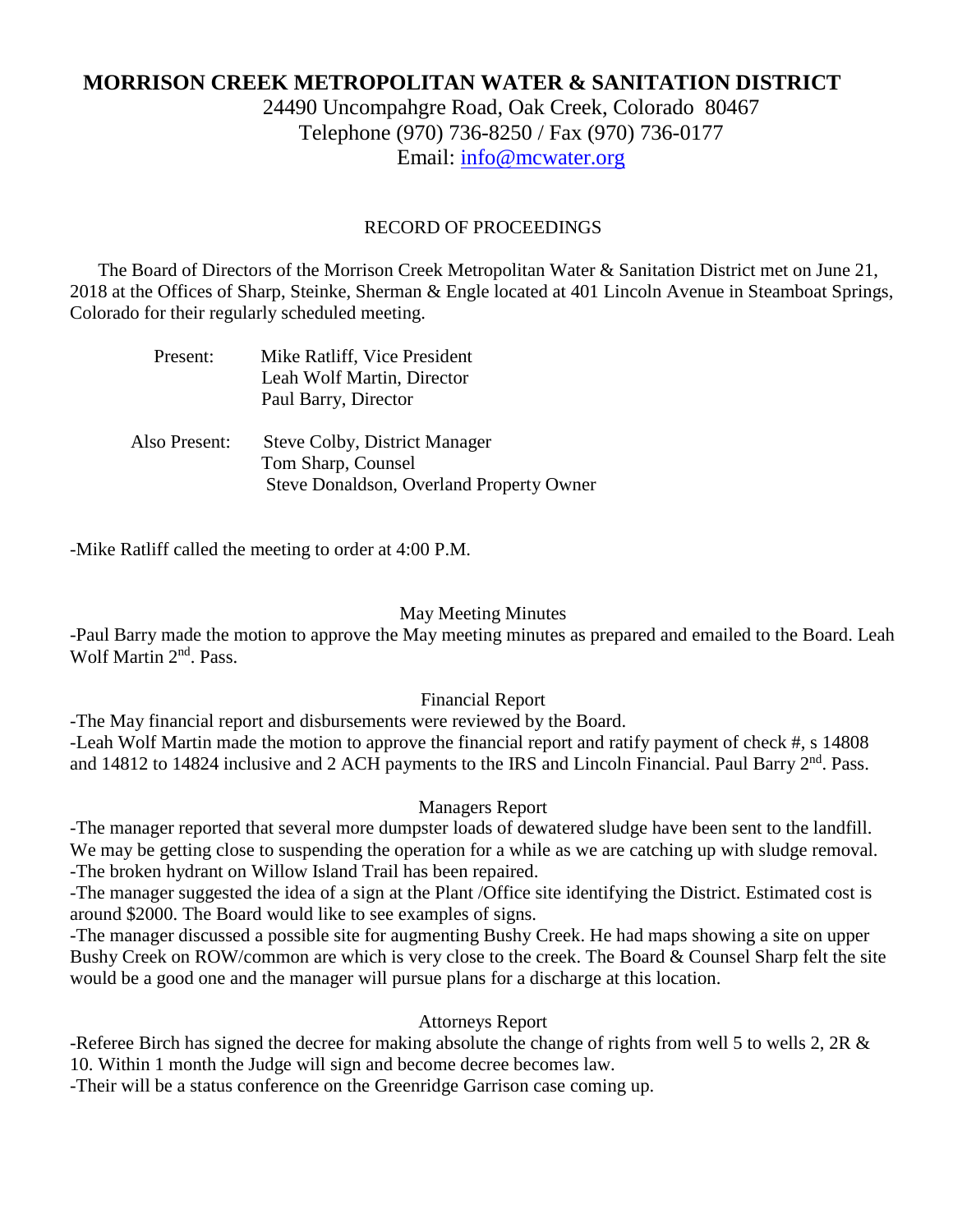# MORRISON CREEK METROPOLITAN WATER & SANITATION DISTRICT

24490 Uncompahgre Road, Oak Creek, Colorado 80467
Telephone (970) 736-8250 / Fax (970) 736-0177
Email: info@mcwater.org

RECORD OF PROCEEDINGS

The Board of Directors of the Morrison Creek Metropolitan Water & Sanitation District met on June 21, 2018 at the Offices of Sharp, Steinke, Sherman & Engle located at 401 Lincoln Avenue in Steamboat Springs, Colorado for their regularly scheduled meeting.

Present: Mike Ratliff, Vice President
Leah Wolf Martin, Director
Paul Barry, Director

Also Present: Steve Colby, District Manager
Tom Sharp, Counsel
Steve Donaldson, Overland Property Owner

-Mike Ratliff called the meeting to order at 4:00 P.M.

May Meeting Minutes

-Paul Barry made the motion to approve the May meeting minutes as prepared and emailed to the Board. Leah Wolf Martin 2nd. Pass.

Financial Report

-The May financial report and disbursements were reviewed by the Board.
-Leah Wolf Martin made the motion to approve the financial report and ratify payment of check #, s 14808 and 14812 to 14824 inclusive and 2 ACH payments to the IRS and Lincoln Financial. Paul Barry 2nd. Pass.

Managers Report

-The manager reported that several more dumpster loads of dewatered sludge have been sent to the landfill. We may be getting close to suspending the operation for a while as we are catching up with sludge removal.
-The broken hydrant on Willow Island Trail has been repaired.
-The manager suggested the idea of a sign at the Plant /Office site identifying the District. Estimated cost is around $2000. The Board would like to see examples of signs.
-The manager discussed a possible site for augmenting Bushy Creek. He had maps showing a site on upper Bushy Creek on ROW/common are which is very close to the creek. The Board & Counsel Sharp felt the site would be a good one and the manager will pursue plans for a discharge at this location.

Attorneys Report

-Referee Birch has signed the decree for making absolute the change of rights from well 5 to wells 2, 2R & 10. Within 1 month the Judge will sign and become decree becomes law.
-Their will be a status conference on the Greenridge Garrison case coming up.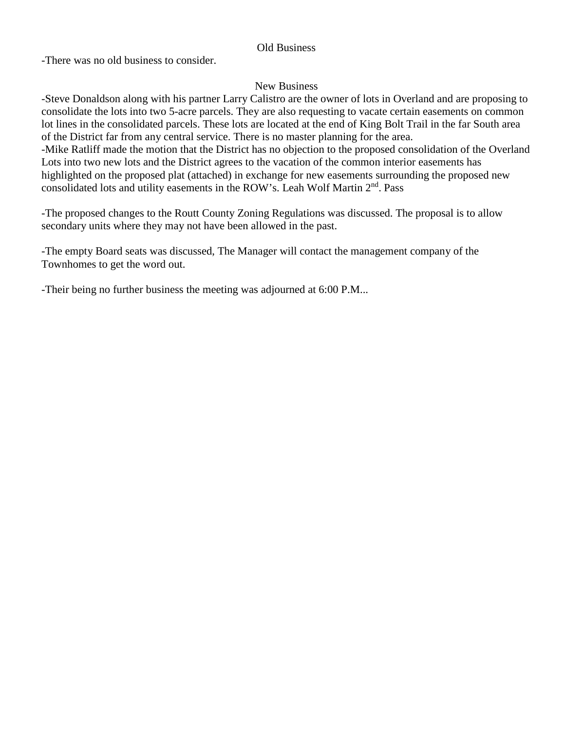## Old Business

-There was no old business to consider.

## New Business

-Steve Donaldson along with his partner Larry Calistro are the owner of lots in Overland and are proposing to consolidate the lots into two 5-acre parcels. They are also requesting to vacate certain easements on common lot lines in the consolidated parcels. These lots are located at the end of King Bolt Trail in the far South area of the District far from any central service. There is no master planning for the area.
-Mike Ratliff made the motion that the District has no objection to the proposed consolidation of the Overland Lots into two new lots and the District agrees to the vacation of the common interior easements has highlighted on the proposed plat (attached) in exchange for new easements surrounding the proposed new consolidated lots and utility easements in the ROW's. Leah Wolf Martin 2nd. Pass

-The proposed changes to the Routt County Zoning Regulations was discussed. The proposal is to allow secondary units where they may not have been allowed in the past.

-The empty Board seats was discussed, The Manager will contact the management company of the Townhomes to get the word out.

-Their being no further business the meeting was adjourned at 6:00 P.M...